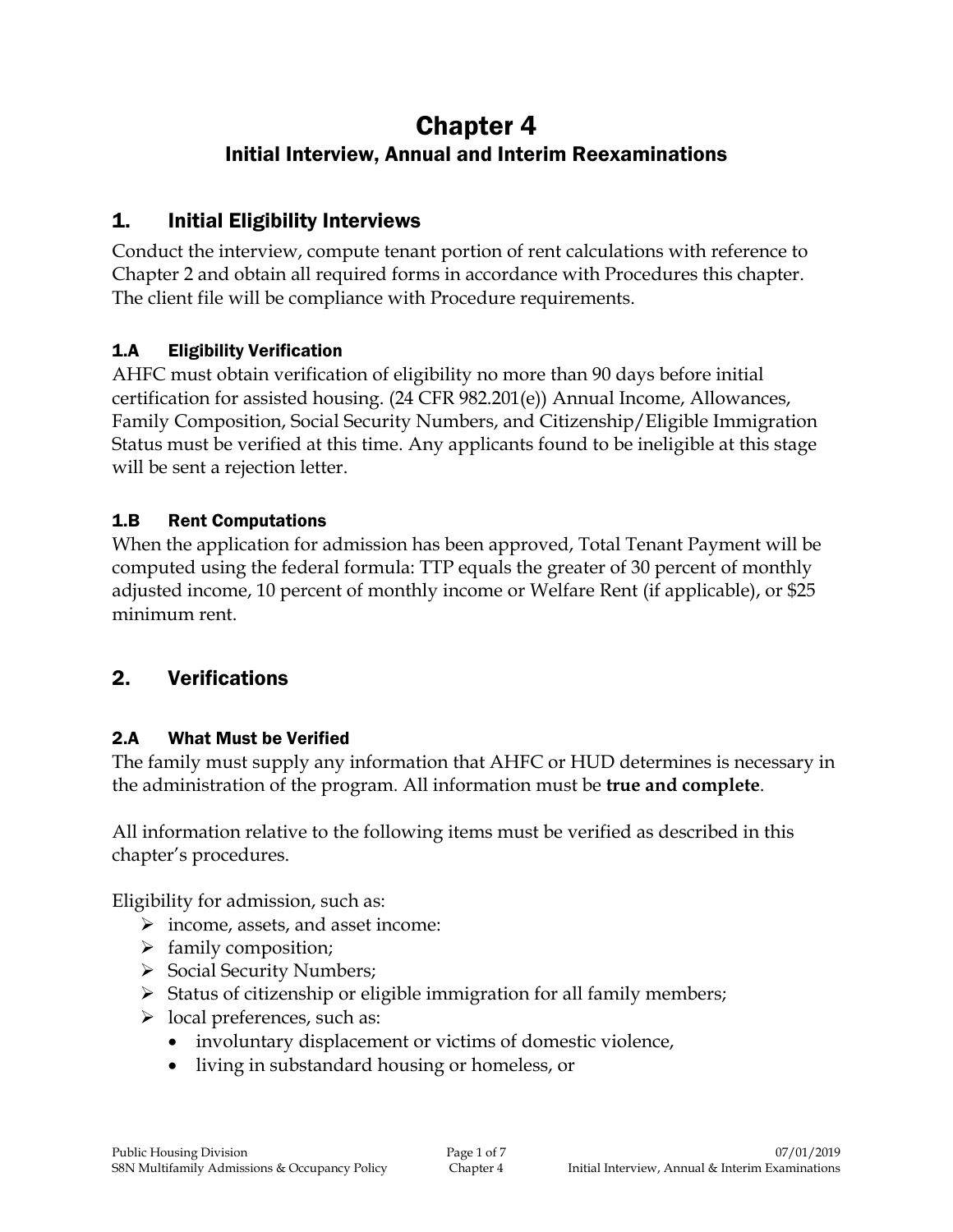# Chapter 4

## Initial Interview, Annual and Interim Reexaminations

## 1. Initial Eligibility Interviews

Conduct the interview, compute tenant portion of rent calculations with reference to Chapter 2 and obtain all required forms in accordance with Procedures this chapter. The client file will be compliance with Procedure requirements.

### 1.A Eligibility Verification

AHFC must obtain verification of eligibility no more than 90 days before initial certification for assisted housing. (24 CFR 982.201(e)) Annual Income, Allowances, Family Composition, Social Security Numbers, and Citizenship/Eligible Immigration Status must be verified at this time. Any applicants found to be ineligible at this stage will be sent a rejection letter.

### 1.B Rent Computations

When the application for admission has been approved, Total Tenant Payment will be computed using the federal formula: TTP equals the greater of 30 percent of monthly adjusted income, 10 percent of monthly income or Welfare Rent (if applicable), or $25 minimum rent.

## 2. Verifications

### 2.A What Must be Verified

The family must supply any information that AHFC or HUD determines is necessary in the administration of the program. All information must be **true and complete**.

All information relative to the following items must be verified as described in this chapter's procedures.

Eligibility for admission, such as:

- income, assets, and asset income:
- family composition;
- Social Security Numbers;
- Status of citizenship or eligible immigration for all family members;
- local preferences, such as:
  - involuntary displacement or victims of domestic violence,
  - living in substandard housing or homeless, or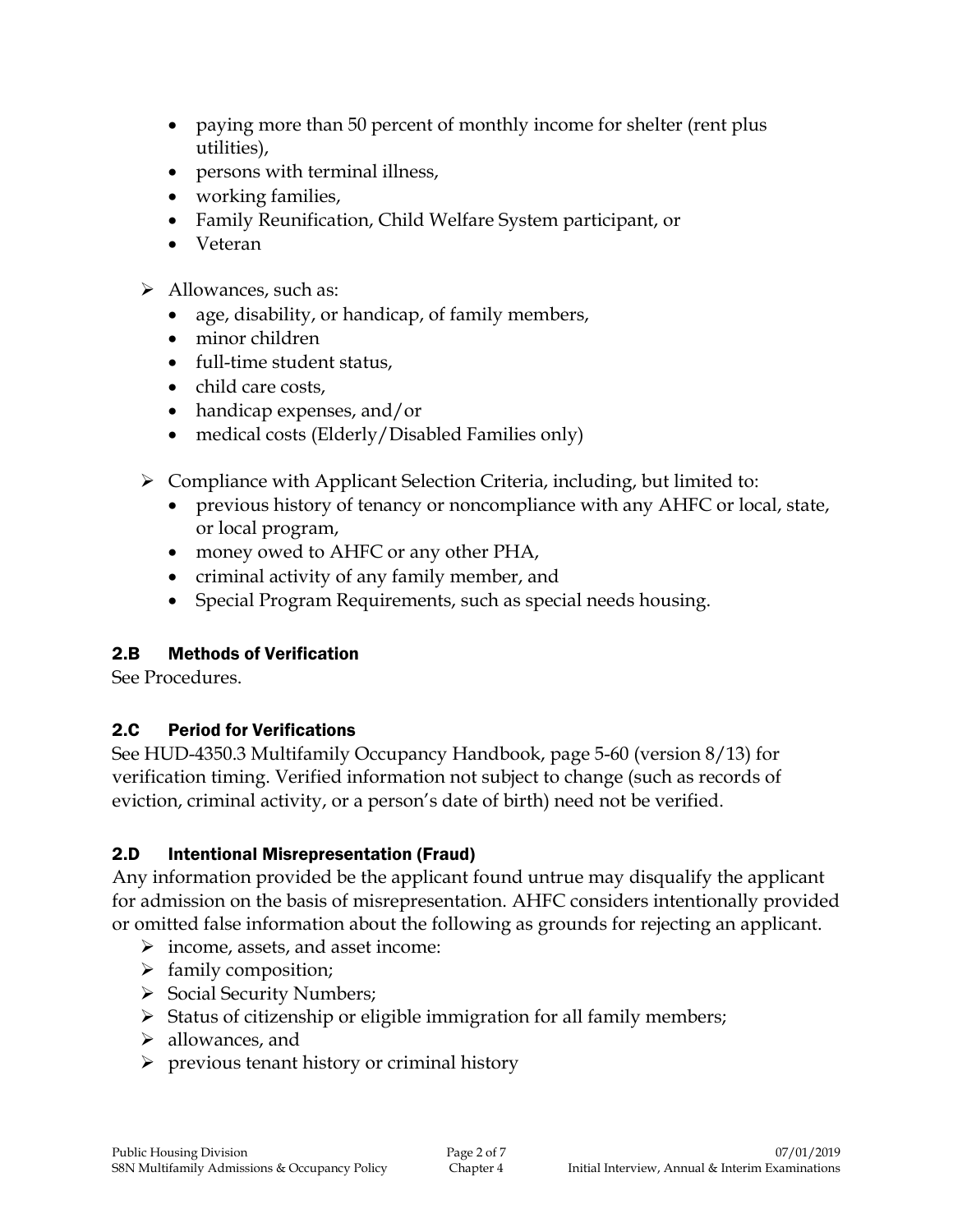- paying more than 50 percent of monthly income for shelter (rent plus utilities),
- persons with terminal illness,
- working families,
- Family Reunification, Child Welfare System participant, or
- Veteran

- Allowances, such as:
  - age, disability, or handicap, of family members,
  - minor children
  - full-time student status,
  - child care costs,
  - handicap expenses, and/or
  - medical costs (Elderly/Disabled Families only)

- Compliance with Applicant Selection Criteria, including, but limited to:
  - previous history of tenancy or noncompliance with any AHFC or local, state, or local program,
  - money owed to AHFC or any other PHA,
  - criminal activity of any family member, and
  - Special Program Requirements, such as special needs housing.

## 2.B Methods of Verification

See Procedures.

## 2.C Period for Verifications

See HUD-4350.3 Multifamily Occupancy Handbook, page 5-60 (version 8/13) for verification timing. Verified information not subject to change (such as records of eviction, criminal activity, or a person's date of birth) need not be verified.

## 2.D Intentional Misrepresentation (Fraud)

Any information provided be the applicant found untrue may disqualify the applicant for admission on the basis of misrepresentation. AHFC considers intentionally provided or omitted false information about the following as grounds for rejecting an applicant.

- income, assets, and asset income:
- family composition;
- Social Security Numbers;
- Status of citizenship or eligible immigration for all family members;
- allowances, and
- previous tenant history or criminal history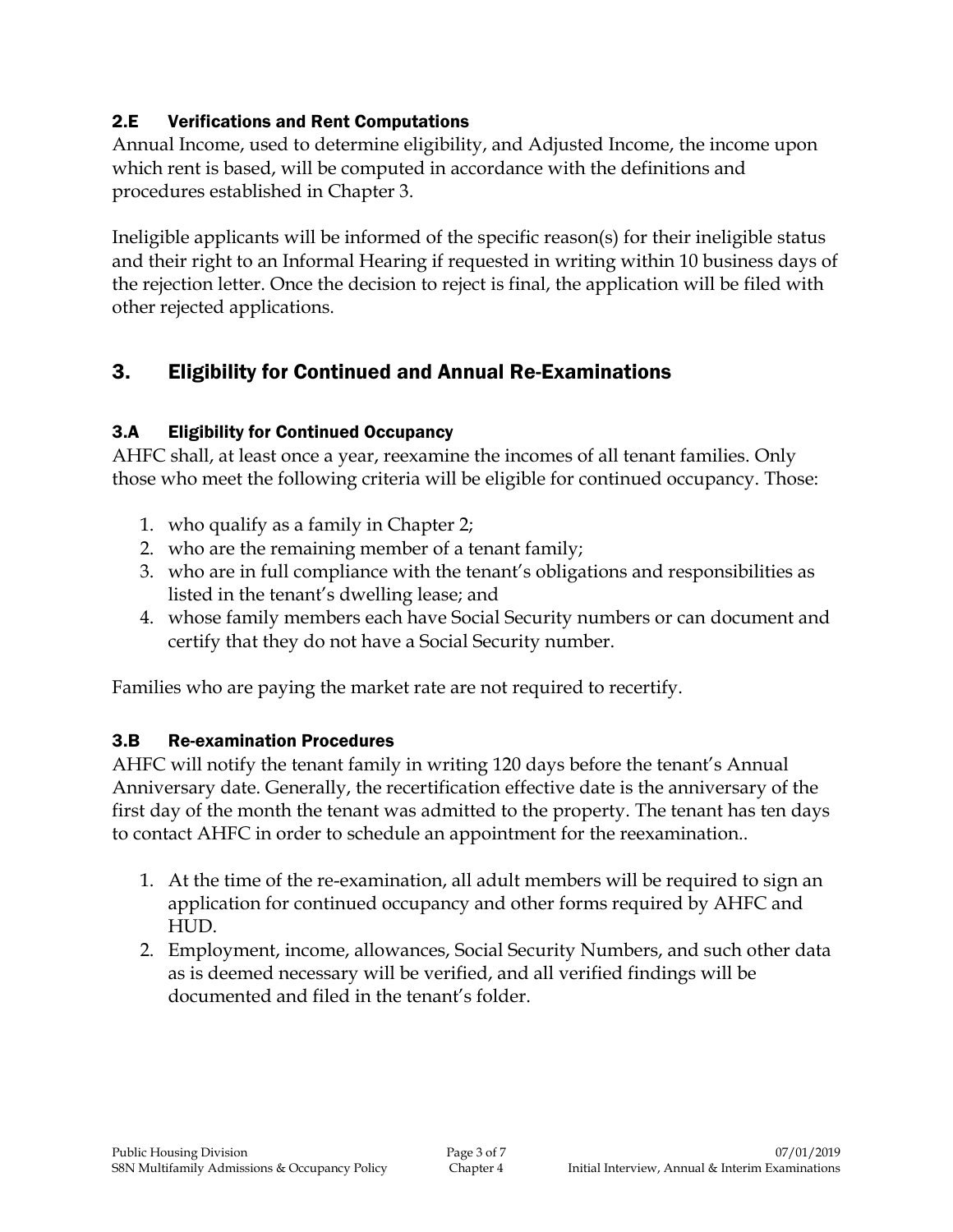### 2.E Verifications and Rent Computations

Annual Income, used to determine eligibility, and Adjusted Income, the income upon which rent is based, will be computed in accordance with the definitions and procedures established in Chapter 3.

Ineligible applicants will be informed of the specific reason(s) for their ineligible status and their right to an Informal Hearing if requested in writing within 10 business days of the rejection letter. Once the decision to reject is final, the application will be filed with other rejected applications.

## 3. Eligibility for Continued and Annual Re-Examinations

### 3.A Eligibility for Continued Occupancy

AHFC shall, at least once a year, reexamine the incomes of all tenant families. Only those who meet the following criteria will be eligible for continued occupancy. Those:

1. who qualify as a family in Chapter 2;
2. who are the remaining member of a tenant family;
3. who are in full compliance with the tenant's obligations and responsibilities as listed in the tenant's dwelling lease; and
4. whose family members each have Social Security numbers or can document and certify that they do not have a Social Security number.

Families who are paying the market rate are not required to recertify.

### 3.B Re-examination Procedures

AHFC will notify the tenant family in writing 120 days before the tenant's Annual Anniversary date. Generally, the recertification effective date is the anniversary of the first day of the month the tenant was admitted to the property. The tenant has ten days to contact AHFC in order to schedule an appointment for the reexamination..

1. At the time of the re-examination, all adult members will be required to sign an application for continued occupancy and other forms required by AHFC and HUD.
2. Employment, income, allowances, Social Security Numbers, and such other data as is deemed necessary will be verified, and all verified findings will be documented and filed in the tenant's folder.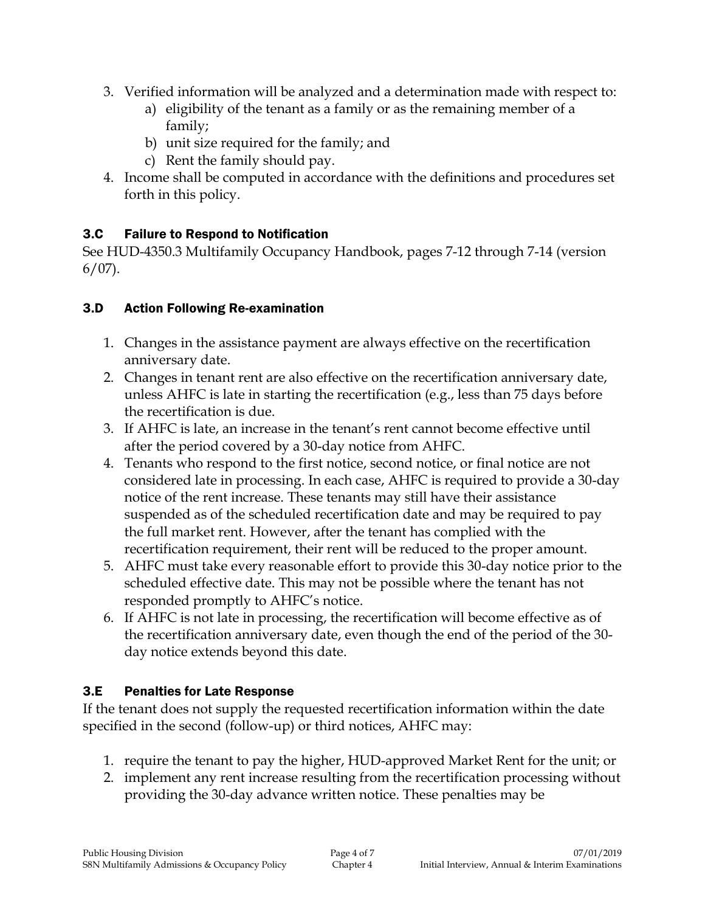3. Verified information will be analyzed and a determination made with respect to:
    a) eligibility of the tenant as a family or as the remaining member of a family;
    b) unit size required for the family; and
    c) Rent the family should pay.
4. Income shall be computed in accordance with the definitions and procedures set forth in this policy.

### 3.C Failure to Respond to Notification

See HUD-4350.3 Multifamily Occupancy Handbook, pages 7-12 through 7-14 (version 6/07).

### 3.D Action Following Re-examination

1. Changes in the assistance payment are always effective on the recertification anniversary date.
2. Changes in tenant rent are also effective on the recertification anniversary date, unless AHFC is late in starting the recertification (e.g., less than 75 days before the recertification is due.
3. If AHFC is late, an increase in the tenant's rent cannot become effective until after the period covered by a 30-day notice from AHFC.
4. Tenants who respond to the first notice, second notice, or final notice are not considered late in processing. In each case, AHFC is required to provide a 30-day notice of the rent increase. These tenants may still have their assistance suspended as of the scheduled recertification date and may be required to pay the full market rent. However, after the tenant has complied with the recertification requirement, their rent will be reduced to the proper amount.
5. AHFC must take every reasonable effort to provide this 30-day notice prior to the scheduled effective date. This may not be possible where the tenant has not responded promptly to AHFC's notice.
6. If AHFC is not late in processing, the recertification will become effective as of the recertification anniversary date, even though the end of the period of the 30-day notice extends beyond this date.

### 3.E Penalties for Late Response

If the tenant does not supply the requested recertification information within the date specified in the second (follow-up) or third notices, AHFC may:

1. require the tenant to pay the higher, HUD-approved Market Rent for the unit; or
2. implement any rent increase resulting from the recertification processing without providing the 30-day advance written notice. These penalties may be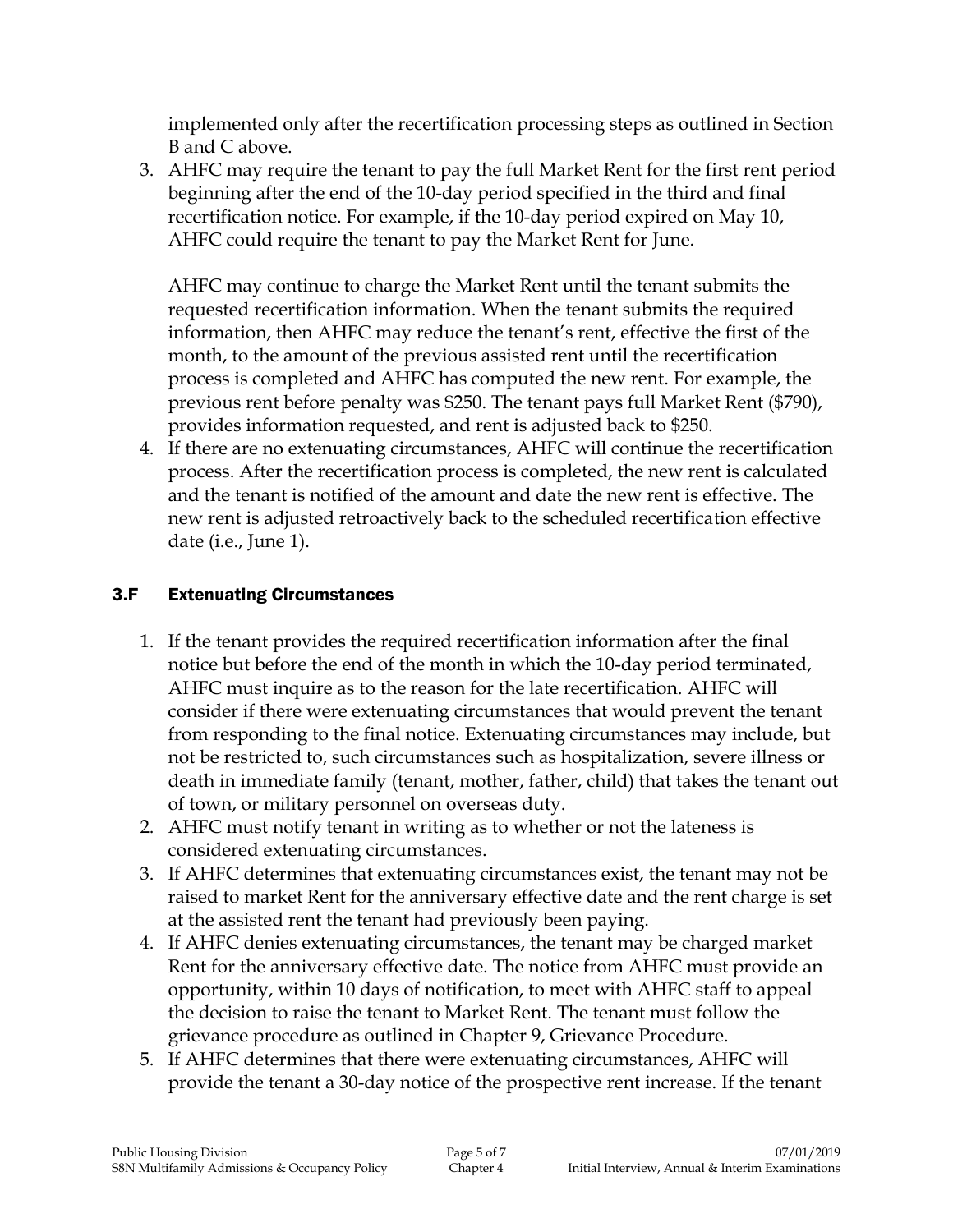implemented only after the recertification processing steps as outlined in Section B and C above.

3. AHFC may require the tenant to pay the full Market Rent for the first rent period beginning after the end of the 10-day period specified in the third and final recertification notice. For example, if the 10-day period expired on May 10, AHFC could require the tenant to pay the Market Rent for June.

   AHFC may continue to charge the Market Rent until the tenant submits the requested recertification information. When the tenant submits the required information, then AHFC may reduce the tenant's rent, effective the first of the month, to the amount of the previous assisted rent until the recertification process is completed and AHFC has computed the new rent. For example, the previous rent before penalty was $250. The tenant pays full Market Rent ($790), provides information requested, and rent is adjusted back to $250.

4. If there are no extenuating circumstances, AHFC will continue the recertification process. After the recertification process is completed, the new rent is calculated and the tenant is notified of the amount and date the new rent is effective. The new rent is adjusted retroactively back to the scheduled recertification effective date (i.e., June 1).

## 3.F Extenuating Circumstances

1. If the tenant provides the required recertification information after the final notice but before the end of the month in which the 10-day period terminated, AHFC must inquire as to the reason for the late recertification. AHFC will consider if there were extenuating circumstances that would prevent the tenant from responding to the final notice. Extenuating circumstances may include, but not be restricted to, such circumstances such as hospitalization, severe illness or death in immediate family (tenant, mother, father, child) that takes the tenant out of town, or military personnel on overseas duty.
2. AHFC must notify tenant in writing as to whether or not the lateness is considered extenuating circumstances.
3. If AHFC determines that extenuating circumstances exist, the tenant may not be raised to market Rent for the anniversary effective date and the rent charge is set at the assisted rent the tenant had previously been paying.
4. If AHFC denies extenuating circumstances, the tenant may be charged market Rent for the anniversary effective date. The notice from AHFC must provide an opportunity, within 10 days of notification, to meet with AHFC staff to appeal the decision to raise the tenant to Market Rent. The tenant must follow the grievance procedure as outlined in Chapter 9, Grievance Procedure.
5. If AHFC determines that there were extenuating circumstances, AHFC will provide the tenant a 30-day notice of the prospective rent increase. If the tenant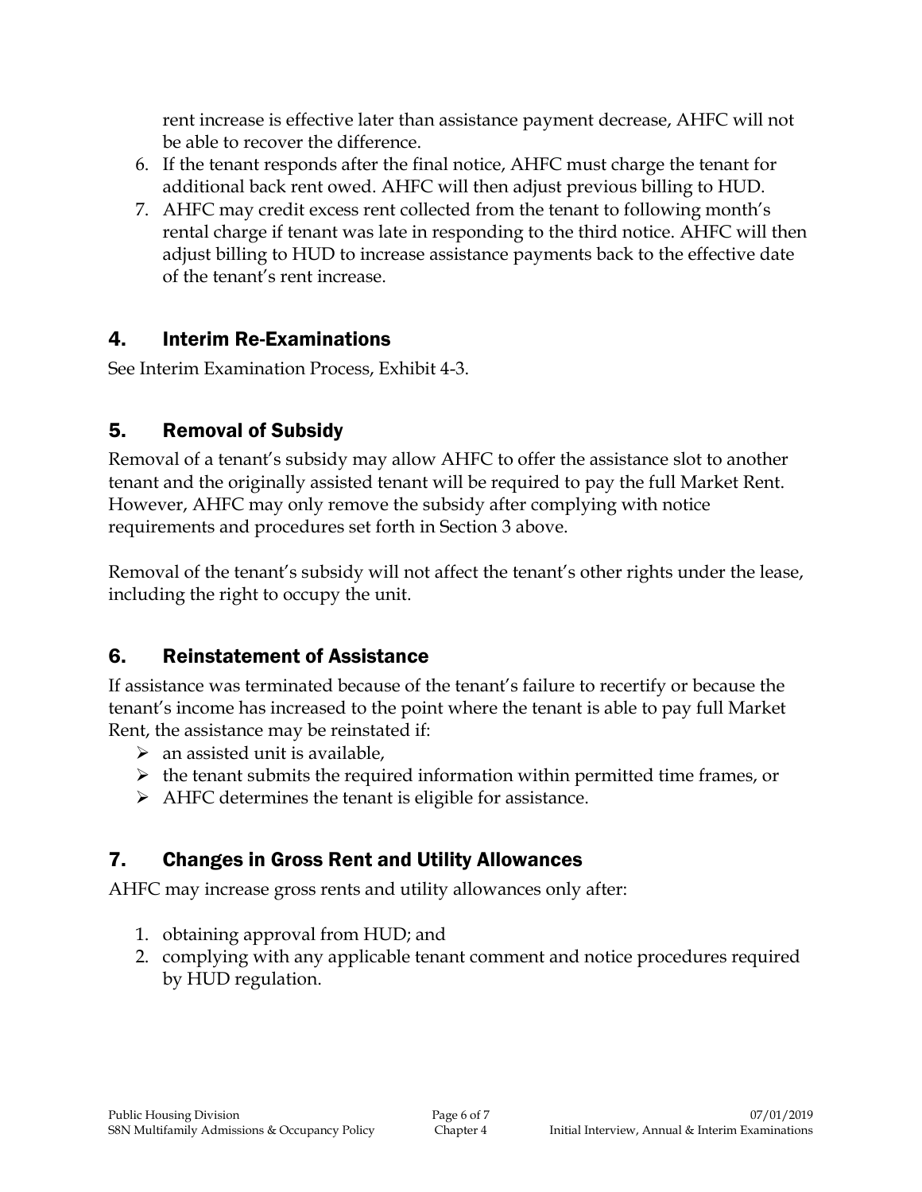rent increase is effective later than assistance payment decrease, AHFC will not be able to recover the difference.

6. If the tenant responds after the final notice, AHFC must charge the tenant for additional back rent owed. AHFC will then adjust previous billing to HUD.
7. AHFC may credit excess rent collected from the tenant to following month's rental charge if tenant was late in responding to the third notice. AHFC will then adjust billing to HUD to increase assistance payments back to the effective date of the tenant's rent increase.

## 4. Interim Re-Examinations

See Interim Examination Process, Exhibit 4-3.

## 5. Removal of Subsidy

Removal of a tenant's subsidy may allow AHFC to offer the assistance slot to another tenant and the originally assisted tenant will be required to pay the full Market Rent. However, AHFC may only remove the subsidy after complying with notice requirements and procedures set forth in Section 3 above.

Removal of the tenant's subsidy will not affect the tenant's other rights under the lease, including the right to occupy the unit.

## 6. Reinstatement of Assistance

If assistance was terminated because of the tenant's failure to recertify or because the tenant's income has increased to the point where the tenant is able to pay full Market Rent, the assistance may be reinstated if:

- an assisted unit is available,
- the tenant submits the required information within permitted time frames, or
- AHFC determines the tenant is eligible for assistance.

## 7. Changes in Gross Rent and Utility Allowances

AHFC may increase gross rents and utility allowances only after:

1. obtaining approval from HUD; and
2. complying with any applicable tenant comment and notice procedures required by HUD regulation.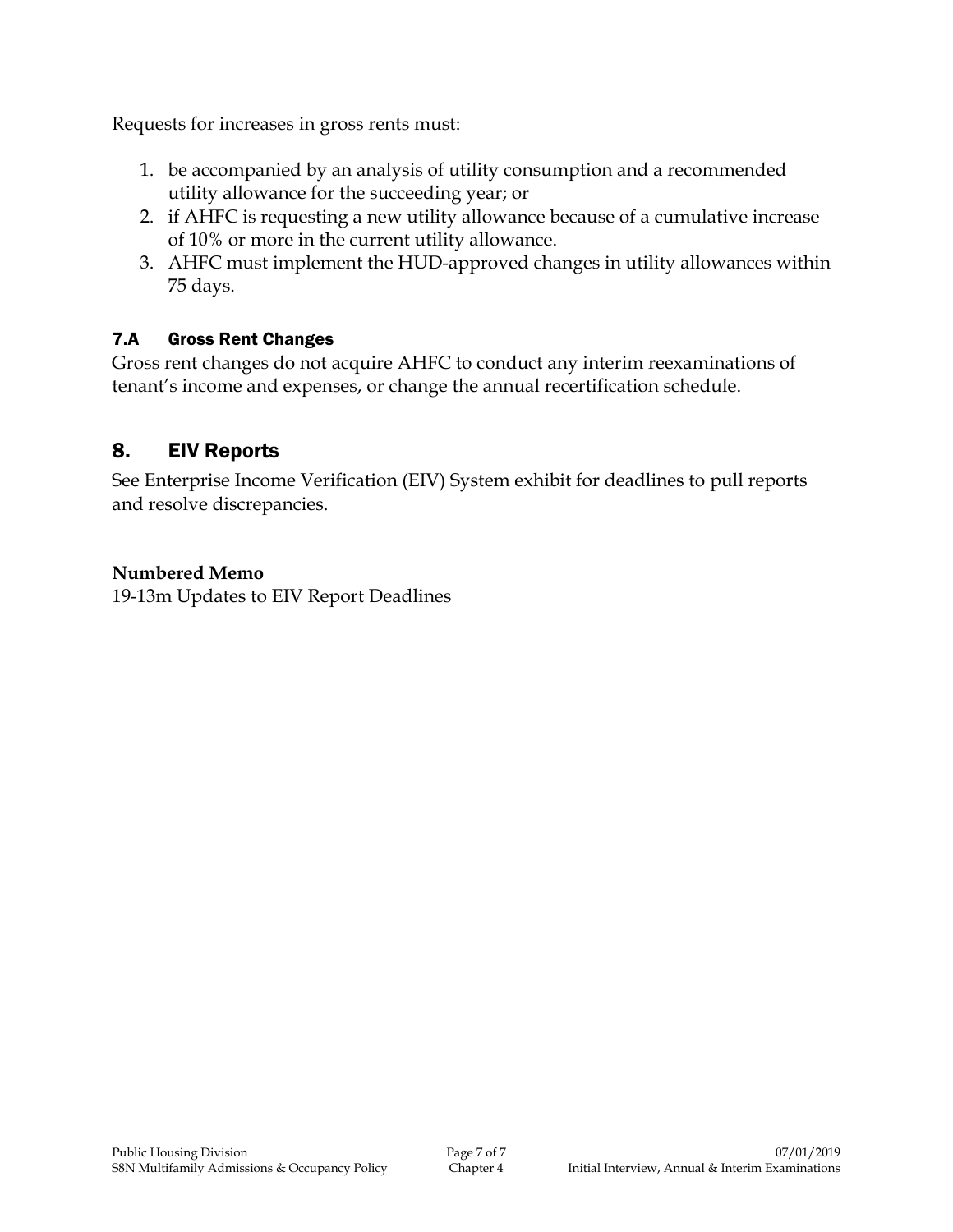Requests for increases in gross rents must:

1. be accompanied by an analysis of utility consumption and a recommended utility allowance for the succeeding year; or
2. if AHFC is requesting a new utility allowance because of a cumulative increase of 10% or more in the current utility allowance.
3. AHFC must implement the HUD-approved changes in utility allowances within 75 days.

### 7.A Gross Rent Changes

Gross rent changes do not acquire AHFC to conduct any interim reexaminations of tenant's income and expenses, or change the annual recertification schedule.

## 8. EIV Reports

See Enterprise Income Verification (EIV) System exhibit for deadlines to pull reports and resolve discrepancies.

**Numbered Memo**

19-13m Updates to EIV Report Deadlines